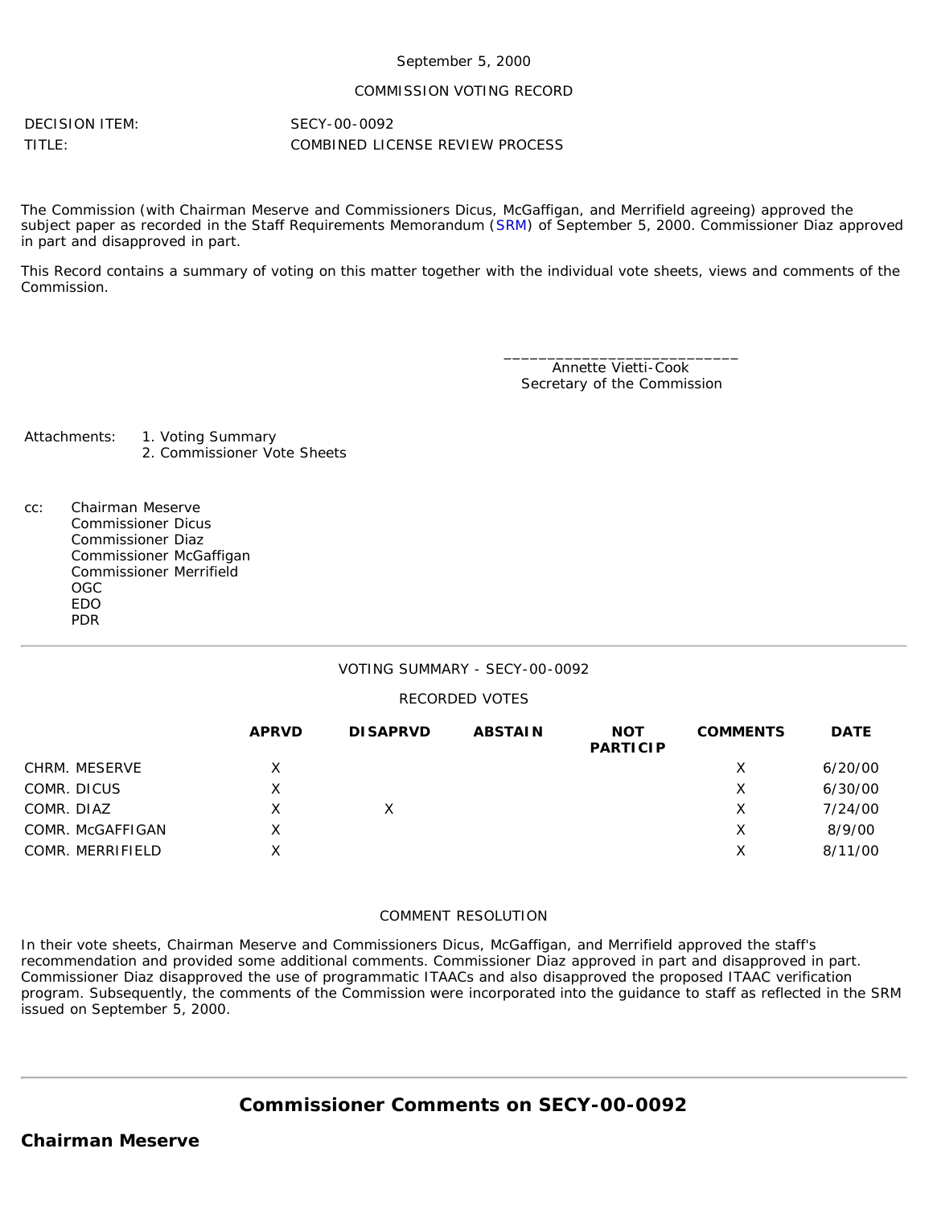September 5, 2000

COMMISSION VOTING RECORD

DECISION ITEM: SECY-00-0092

TITLE: COMBINED LICENSE REVIEW PROCESS

The Commission (with Chairman Meserve and Commissioners Dicus, McGaffigan, and Merrifield agreeing) approved the subject paper as recorded in the Staff Requirements Memorandum (SRM) of September 5, 2000. Commissioner Diaz approved in part and disapproved in part.

This Record contains a summary of voting on this matter together with the individual vote sheets, views and comments of the Commission.

\_\_\_\_\_\_\_\_\_\_\_\_\_\_\_\_\_\_\_\_\_\_\_\_\_\_\_\_  
Annette Vietti-Cook  
Secretary of the Commission

Attachments:
1. Voting Summary
2. Commissioner Vote Sheets

cc: Chairman Meserve  
Commissioner Dicus  
Commissioner Diaz  
Commissioner McGaffigan  
Commissioner Merrifield  
OGC  
EDO  
PDR

---

VOTING SUMMARY - SECY-00-0092

RECORDED VOTES

| | APRVD | DISAPRVD | ABSTAIN | NOT PARTICIP | COMMENTS | DATE |
|---|---|---|---|---|---|---|
| CHRM. MESERVE | X | | | | X | 6/20/00 |
| COMR. DICUS | X | | | | X | 6/30/00 |
| COMR. DIAZ | X | X | | | X | 7/24/00 |
| COMR. McGAFFIGAN | X | | | | X | 8/9/00 |
| COMR. MERRIFIELD | X | | | | X | 8/11/00 |

COMMENT RESOLUTION

In their vote sheets, Chairman Meserve and Commissioners Dicus, McGaffigan, and Merrifield approved the staff's recommendation and provided some additional comments. Commissioner Diaz approved in part and disapproved in part. Commissioner Diaz disapproved the use of programmatic ITAACs and also disapproved the proposed ITAAC verification program. Subsequently, the comments of the Commission were incorporated into the guidance to staff as reflected in the SRM issued on September 5, 2000.

---

## Commissioner Comments on SECY-00-0092

### Chairman Meserve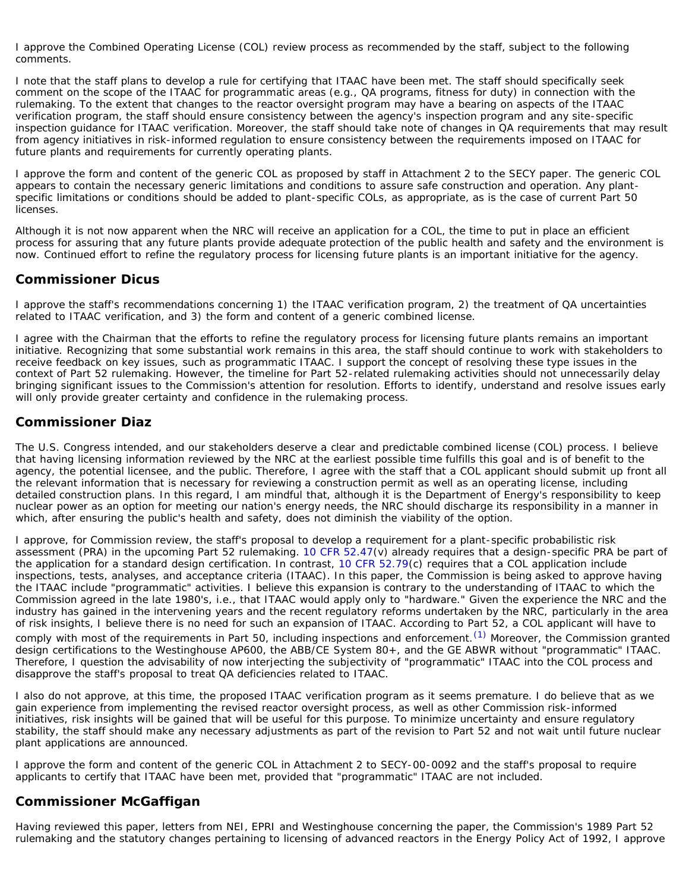I approve the Combined Operating License (COL) review process as recommended by the staff, subject to the following comments.

I note that the staff plans to develop a rule for certifying that ITAAC have been met. The staff should specifically seek comment on the scope of the ITAAC for programmatic areas (e.g., QA programs, fitness for duty) in connection with the rulemaking. To the extent that changes to the reactor oversight program may have a bearing on aspects of the ITAAC verification program, the staff should ensure consistency between the agency's inspection program and any site-specific inspection guidance for ITAAC verification. Moreover, the staff should take note of changes in QA requirements that may result from agency initiatives in risk-informed regulation to ensure consistency between the requirements imposed on ITAAC for future plants and requirements for currently operating plants.

I approve the form and content of the generic COL as proposed by staff in Attachment 2 to the SECY paper. The generic COL appears to contain the necessary generic limitations and conditions to assure safe construction and operation. Any plant-specific limitations or conditions should be added to plant-specific COLs, as appropriate, as is the case of current Part 50 licenses.

Although it is not now apparent when the NRC will receive an application for a COL, the time to put in place an efficient process for assuring that any future plants provide adequate protection of the public health and safety and the environment is now. Continued effort to refine the regulatory process for licensing future plants is an important initiative for the agency.

## Commissioner Dicus

I approve the staff's recommendations concerning 1) the ITAAC verification program, 2) the treatment of QA uncertainties related to ITAAC verification, and 3) the form and content of a generic combined license.

I agree with the Chairman that the efforts to refine the regulatory process for licensing future plants remains an important initiative. Recognizing that some substantial work remains in this area, the staff should continue to work with stakeholders to receive feedback on key issues, such as programmatic ITAAC. I support the concept of resolving these type issues in the context of Part 52 rulemaking. However, the timeline for Part 52-related rulemaking activities should not unnecessarily delay bringing significant issues to the Commission's attention for resolution. Efforts to identify, understand and resolve issues early will only provide greater certainty and confidence in the rulemaking process.

## Commissioner Diaz

The U.S. Congress intended, and our stakeholders deserve a clear and predictable combined license (COL) process. I believe that having licensing information reviewed by the NRC at the earliest possible time fulfills this goal and is of benefit to the agency, the potential licensee, and the public. Therefore, I agree with the staff that a COL applicant should submit up front all the relevant information that is necessary for reviewing a construction permit as well as an operating license, including detailed construction plans. In this regard, I am mindful that, although it is the Department of Energy's responsibility to keep nuclear power as an option for meeting our nation's energy needs, the NRC should discharge its responsibility in a manner in which, after ensuring the public's health and safety, does not diminish the viability of the option.

I approve, for Commission review, the staff's proposal to develop a requirement for a plant-specific probabilistic risk assessment (PRA) in the upcoming Part 52 rulemaking. 10 CFR 52.47(v) already requires that a design-specific PRA be part of the application for a standard design certification. In contrast, 10 CFR 52.79(c) requires that a COL application include inspections, tests, analyses, and acceptance criteria (ITAAC). In this paper, the Commission is being asked to approve having the ITAAC include "programmatic" activities. I believe this expansion is contrary to the understanding of ITAAC to which the Commission agreed in the late 1980's, i.e., that ITAAC would apply only to "hardware." Given the experience the NRC and the industry has gained in the intervening years and the recent regulatory reforms undertaken by the NRC, particularly in the area of risk insights, I believe there is no need for such an expansion of ITAAC. According to Part 52, a COL applicant will have to comply with most of the requirements in Part 50, including inspections and enforcement.[(1)] Moreover, the Commission granted design certifications to the Westinghouse AP600, the ABB/CE System 80+, and the GE ABWR without "programmatic" ITAAC. Therefore, I question the advisability of now interjecting the subjectivity of "programmatic" ITAAC into the COL process and disapprove the staff's proposal to treat QA deficiencies related to ITAAC.

I also do not approve, at this time, the proposed ITAAC verification program as it seems premature. I do believe that as we gain experience from implementing the revised reactor oversight process, as well as other Commission risk-informed initiatives, risk insights will be gained that will be useful for this purpose. To minimize uncertainty and ensure regulatory stability, the staff should make any necessary adjustments as part of the revision to Part 52 and not wait until future nuclear plant applications are announced.

I approve the form and content of the generic COL in Attachment 2 to SECY-00-0092 and the staff's proposal to require applicants to certify that ITAAC have been met, provided that "programmatic" ITAAC are not included.

## Commissioner McGaffigan

Having reviewed this paper, letters from NEI, EPRI and Westinghouse concerning the paper, the Commission's 1989 Part 52 rulemaking and the statutory changes pertaining to licensing of advanced reactors in the Energy Policy Act of 1992, I approve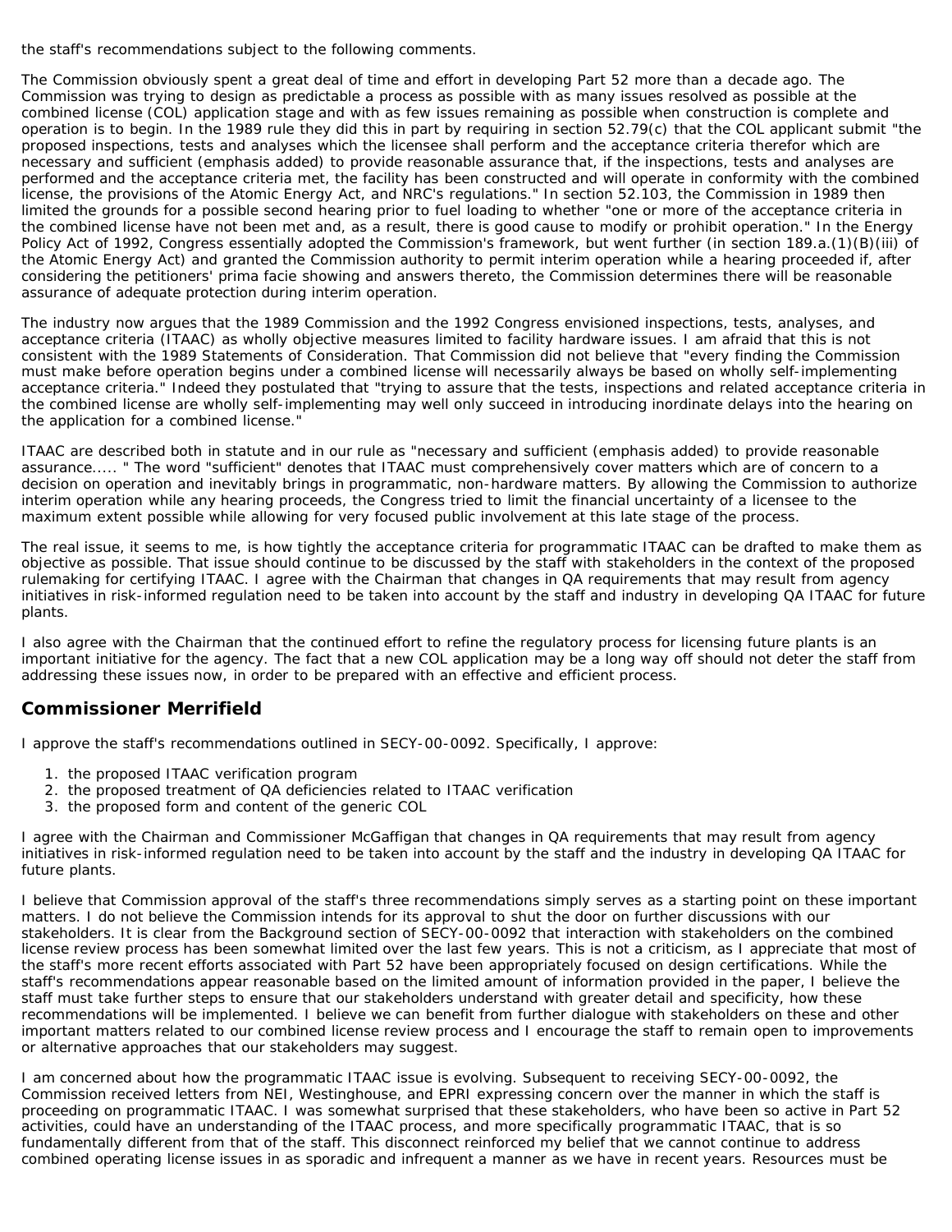the staff's recommendations subject to the following comments.

The Commission obviously spent a great deal of time and effort in developing Part 52 more than a decade ago. The Commission was trying to design as predictable a process as possible with as many issues resolved as possible at the combined license (COL) application stage and with as few issues remaining as possible when construction is complete and operation is to begin. In the 1989 rule they did this in part by requiring in section 52.79(c) that the COL applicant submit "the proposed inspections, tests and analyses which the licensee shall perform and the acceptance criteria therefor which are necessary and sufficient (emphasis added) to provide reasonable assurance that, if the inspections, tests and analyses are performed and the acceptance criteria met, the facility has been constructed and will operate in conformity with the combined license, the provisions of the Atomic Energy Act, and NRC's regulations." In section 52.103, the Commission in 1989 then limited the grounds for a possible second hearing prior to fuel loading to whether "one or more of the acceptance criteria in the combined license have not been met and, as a result, there is good cause to modify or prohibit operation." In the Energy Policy Act of 1992, Congress essentially adopted the Commission's framework, but went further (in section 189.a.(1)(B)(iii) of the Atomic Energy Act) and granted the Commission authority to permit interim operation while a hearing proceeded if, after considering the petitioners' prima facie showing and answers thereto, the Commission determines there will be reasonable assurance of adequate protection during interim operation.

The industry now argues that the 1989 Commission and the 1992 Congress envisioned inspections, tests, analyses, and acceptance criteria (ITAAC) as wholly objective measures limited to facility hardware issues. I am afraid that this is not consistent with the 1989 Statements of Consideration. That Commission did not believe that "every finding the Commission must make before operation begins under a combined license will necessarily always be based on wholly self-implementing acceptance criteria." Indeed they postulated that "trying to assure that the tests, inspections and related acceptance criteria in the combined license are wholly self-implementing may well only succeed in introducing inordinate delays into the hearing on the application for a combined license."

ITAAC are described both in statute and in our rule as "necessary and sufficient (emphasis added) to provide reasonable assurance..... " The word "sufficient" denotes that ITAAC must comprehensively cover matters which are of concern to a decision on operation and inevitably brings in programmatic, non-hardware matters. By allowing the Commission to authorize interim operation while any hearing proceeds, the Congress tried to limit the financial uncertainty of a licensee to the maximum extent possible while allowing for very focused public involvement at this late stage of the process.

The real issue, it seems to me, is how tightly the acceptance criteria for programmatic ITAAC can be drafted to make them as objective as possible. That issue should continue to be discussed by the staff with stakeholders in the context of the proposed rulemaking for certifying ITAAC. I agree with the Chairman that changes in QA requirements that may result from agency initiatives in risk-informed regulation need to be taken into account by the staff and industry in developing QA ITAAC for future plants.

I also agree with the Chairman that the continued effort to refine the regulatory process for licensing future plants is an important initiative for the agency. The fact that a new COL application may be a long way off should not deter the staff from addressing these issues now, in order to be prepared with an effective and efficient process.

## Commissioner Merrifield

I approve the staff's recommendations outlined in SECY-00-0092. Specifically, I approve:

1. the proposed ITAAC verification program
2. the proposed treatment of QA deficiencies related to ITAAC verification
3. the proposed form and content of the generic COL

I agree with the Chairman and Commissioner McGaffigan that changes in QA requirements that may result from agency initiatives in risk-informed regulation need to be taken into account by the staff and the industry in developing QA ITAAC for future plants.

I believe that Commission approval of the staff's three recommendations simply serves as a starting point on these important matters. I do not believe the Commission intends for its approval to shut the door on further discussions with our stakeholders. It is clear from the Background section of SECY-00-0092 that interaction with stakeholders on the combined license review process has been somewhat limited over the last few years. This is not a criticism, as I appreciate that most of the staff's more recent efforts associated with Part 52 have been appropriately focused on design certifications. While the staff's recommendations appear reasonable based on the limited amount of information provided in the paper, I believe the staff must take further steps to ensure that our stakeholders understand with greater detail and specificity, how these recommendations will be implemented. I believe we can benefit from further dialogue with stakeholders on these and other important matters related to our combined license review process and I encourage the staff to remain open to improvements or alternative approaches that our stakeholders may suggest.

I am concerned about how the programmatic ITAAC issue is evolving. Subsequent to receiving SECY-00-0092, the Commission received letters from NEI, Westinghouse, and EPRI expressing concern over the manner in which the staff is proceeding on programmatic ITAAC. I was somewhat surprised that these stakeholders, who have been so active in Part 52 activities, could have an understanding of the ITAAC process, and more specifically programmatic ITAAC, that is so fundamentally different from that of the staff. This disconnect reinforced my belief that we cannot continue to address combined operating license issues in as sporadic and infrequent a manner as we have in recent years. Resources must be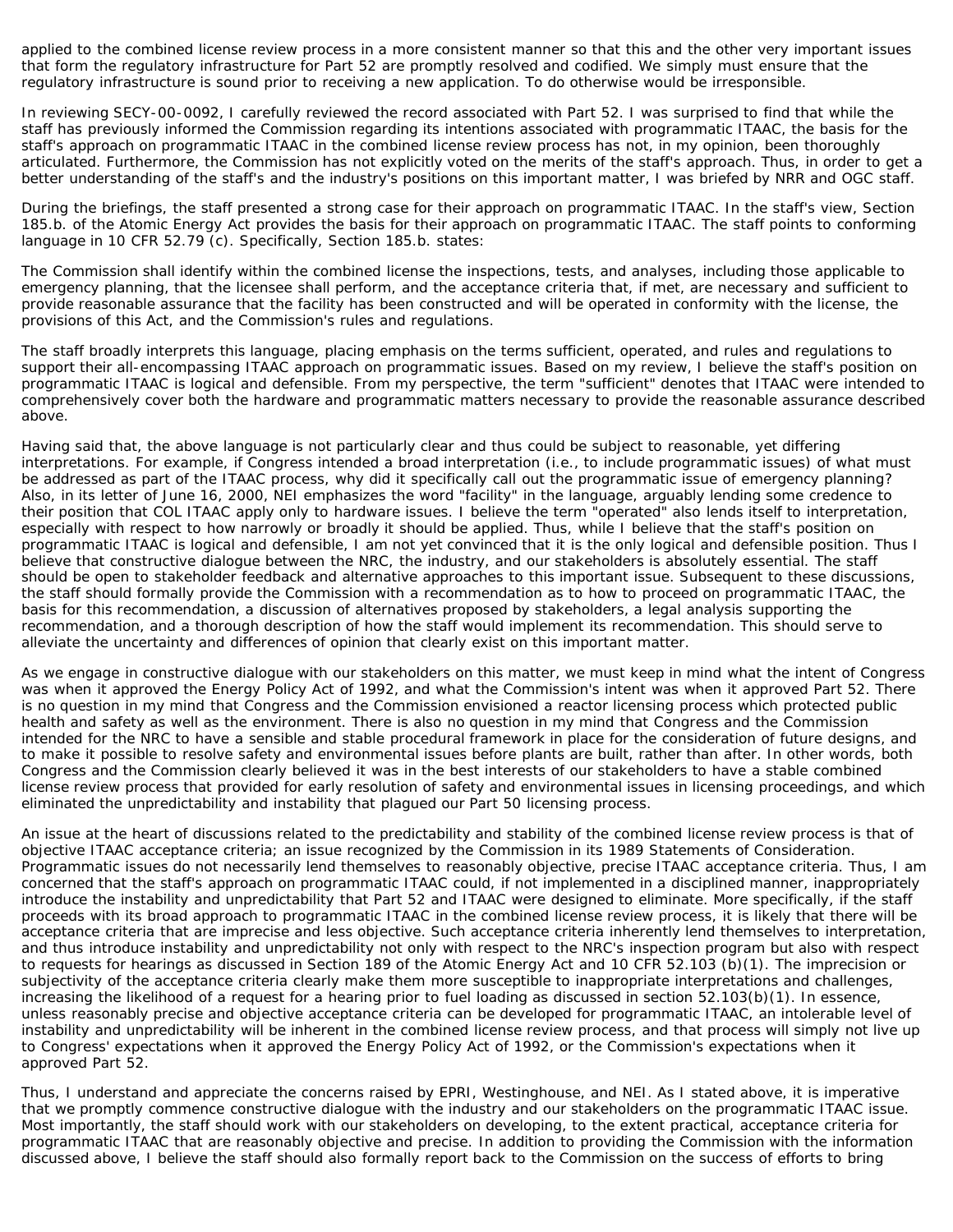applied to the combined license review process in a more consistent manner so that this and the other very important issues that form the regulatory infrastructure for Part 52 are promptly resolved and codified. We simply must ensure that the regulatory infrastructure is sound prior to receiving a new application. To do otherwise would be irresponsible.

In reviewing SECY-00-0092, I carefully reviewed the record associated with Part 52. I was surprised to find that while the staff has previously informed the Commission regarding its intentions associated with programmatic ITAAC, the basis for the staff's approach on programmatic ITAAC in the combined license review process has not, in my opinion, been thoroughly articulated. Furthermore, the Commission has not explicitly voted on the merits of the staff's approach. Thus, in order to get a better understanding of the staff's and the industry's positions on this important matter, I was briefed by NRR and OGC staff.

During the briefings, the staff presented a strong case for their approach on programmatic ITAAC. In the staff's view, Section 185.b. of the Atomic Energy Act provides the basis for their approach on programmatic ITAAC. The staff points to conforming language in 10 CFR 52.79 (c). Specifically, Section 185.b. states:

The Commission shall identify within the combined license the inspections, tests, and analyses, including those applicable to emergency planning, that the licensee shall perform, and the acceptance criteria that, if met, are necessary and sufficient to provide reasonable assurance that the facility has been constructed and will be operated in conformity with the license, the provisions of this Act, and the Commission's rules and regulations.

The staff broadly interprets this language, placing emphasis on the terms sufficient, operated, and rules and regulations to support their all-encompassing ITAAC approach on programmatic issues. Based on my review, I believe the staff's position on programmatic ITAAC is logical and defensible. From my perspective, the term "sufficient" denotes that ITAAC were intended to comprehensively cover both the hardware and programmatic matters necessary to provide the reasonable assurance described above.

Having said that, the above language is not particularly clear and thus could be subject to reasonable, yet differing interpretations. For example, if Congress intended a broad interpretation (i.e., to include programmatic issues) of what must be addressed as part of the ITAAC process, why did it specifically call out the programmatic issue of emergency planning? Also, in its letter of June 16, 2000, NEI emphasizes the word "facility" in the language, arguably lending some credence to their position that COL ITAAC apply only to hardware issues. I believe the term "operated" also lends itself to interpretation, especially with respect to how narrowly or broadly it should be applied. Thus, while I believe that the staff's position on programmatic ITAAC is logical and defensible, I am not yet convinced that it is the only logical and defensible position. Thus I believe that constructive dialogue between the NRC, the industry, and our stakeholders is absolutely essential. The staff should be open to stakeholder feedback and alternative approaches to this important issue. Subsequent to these discussions, the staff should formally provide the Commission with a recommendation as to how to proceed on programmatic ITAAC, the basis for this recommendation, a discussion of alternatives proposed by stakeholders, a legal analysis supporting the recommendation, and a thorough description of how the staff would implement its recommendation. This should serve to alleviate the uncertainty and differences of opinion that clearly exist on this important matter.

As we engage in constructive dialogue with our stakeholders on this matter, we must keep in mind what the intent of Congress was when it approved the Energy Policy Act of 1992, and what the Commission's intent was when it approved Part 52. There is no question in my mind that Congress and the Commission envisioned a reactor licensing process which protected public health and safety as well as the environment. There is also no question in my mind that Congress and the Commission intended for the NRC to have a sensible and stable procedural framework in place for the consideration of future designs, and to make it possible to resolve safety and environmental issues before plants are built, rather than after. In other words, both Congress and the Commission clearly believed it was in the best interests of our stakeholders to have a stable combined license review process that provided for early resolution of safety and environmental issues in licensing proceedings, and which eliminated the unpredictability and instability that plagued our Part 50 licensing process.

An issue at the heart of discussions related to the predictability and stability of the combined license review process is that of objective ITAAC acceptance criteria; an issue recognized by the Commission in its 1989 Statements of Consideration. Programmatic issues do not necessarily lend themselves to reasonably objective, precise ITAAC acceptance criteria. Thus, I am concerned that the staff's approach on programmatic ITAAC could, if not implemented in a disciplined manner, inappropriately introduce the instability and unpredictability that Part 52 and ITAAC were designed to eliminate. More specifically, if the staff proceeds with its broad approach to programmatic ITAAC in the combined license review process, it is likely that there will be acceptance criteria that are imprecise and less objective. Such acceptance criteria inherently lend themselves to interpretation, and thus introduce instability and unpredictability not only with respect to the NRC's inspection program but also with respect to requests for hearings as discussed in Section 189 of the Atomic Energy Act and 10 CFR 52.103 (b)(1). The imprecision or subjectivity of the acceptance criteria clearly make them more susceptible to inappropriate interpretations and challenges, increasing the likelihood of a request for a hearing prior to fuel loading as discussed in section 52.103(b)(1). In essence, unless reasonably precise and objective acceptance criteria can be developed for programmatic ITAAC, an intolerable level of instability and unpredictability will be inherent in the combined license review process, and that process will simply not live up to Congress' expectations when it approved the Energy Policy Act of 1992, or the Commission's expectations when it approved Part 52.

Thus, I understand and appreciate the concerns raised by EPRI, Westinghouse, and NEI. As I stated above, it is imperative that we promptly commence constructive dialogue with the industry and our stakeholders on the programmatic ITAAC issue. Most importantly, the staff should work with our stakeholders on developing, to the extent practical, acceptance criteria for programmatic ITAAC that are reasonably objective and precise. In addition to providing the Commission with the information discussed above, I believe the staff should also formally report back to the Commission on the success of efforts to bring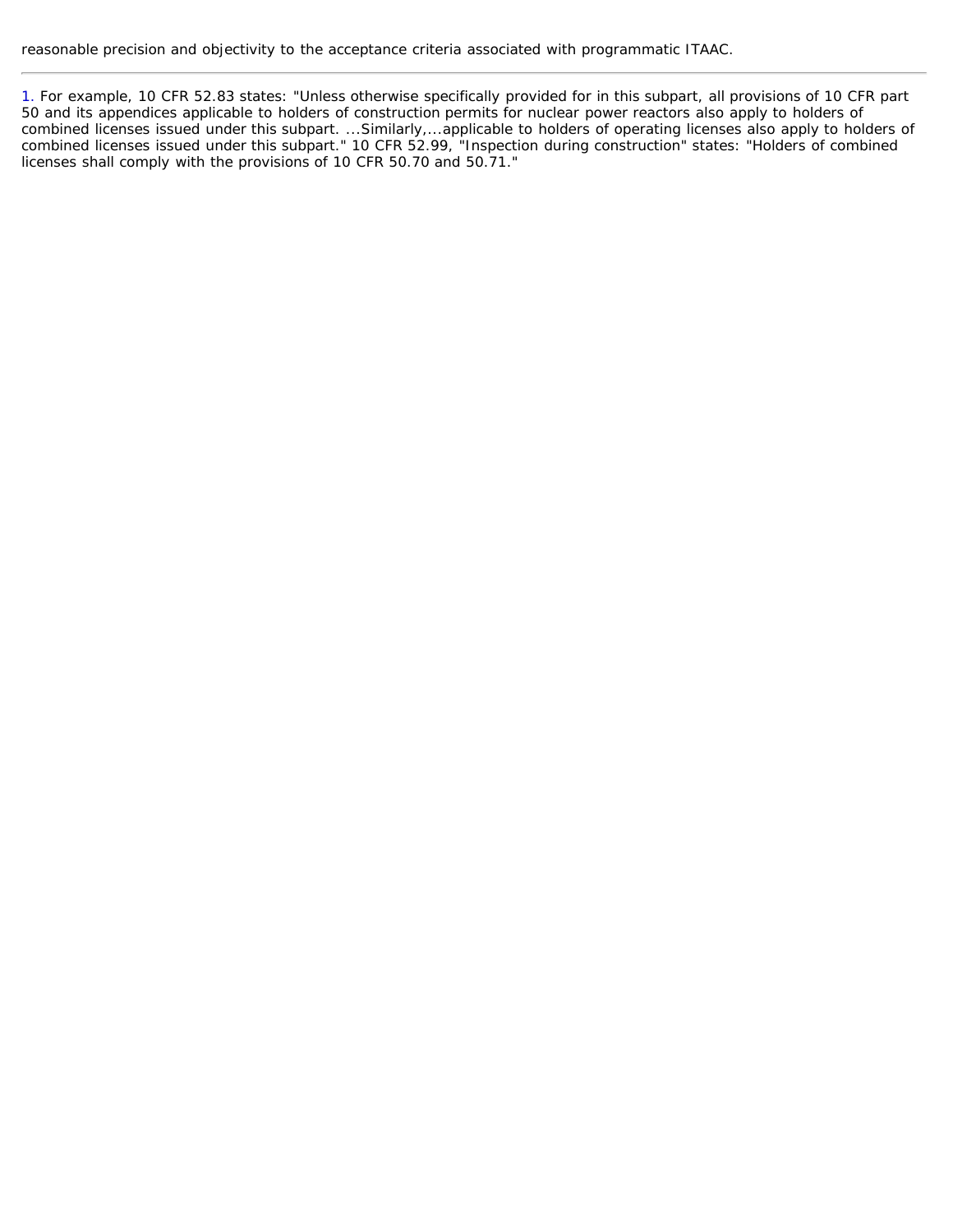reasonable precision and objectivity to the acceptance criteria associated with programmatic ITAAC.

---

1. For example, 10 CFR 52.83 states: "Unless otherwise specifically provided for in this subpart, all provisions of 10 CFR part 50 and its appendices applicable to holders of construction permits for nuclear power reactors also apply to holders of combined licenses issued under this subpart. ...Similarly,...applicable to holders of operating licenses also apply to holders of combined licenses issued under this subpart." 10 CFR 52.99, "Inspection during construction" states: "Holders of combined licenses shall comply with the provisions of 10 CFR 50.70 and 50.71."